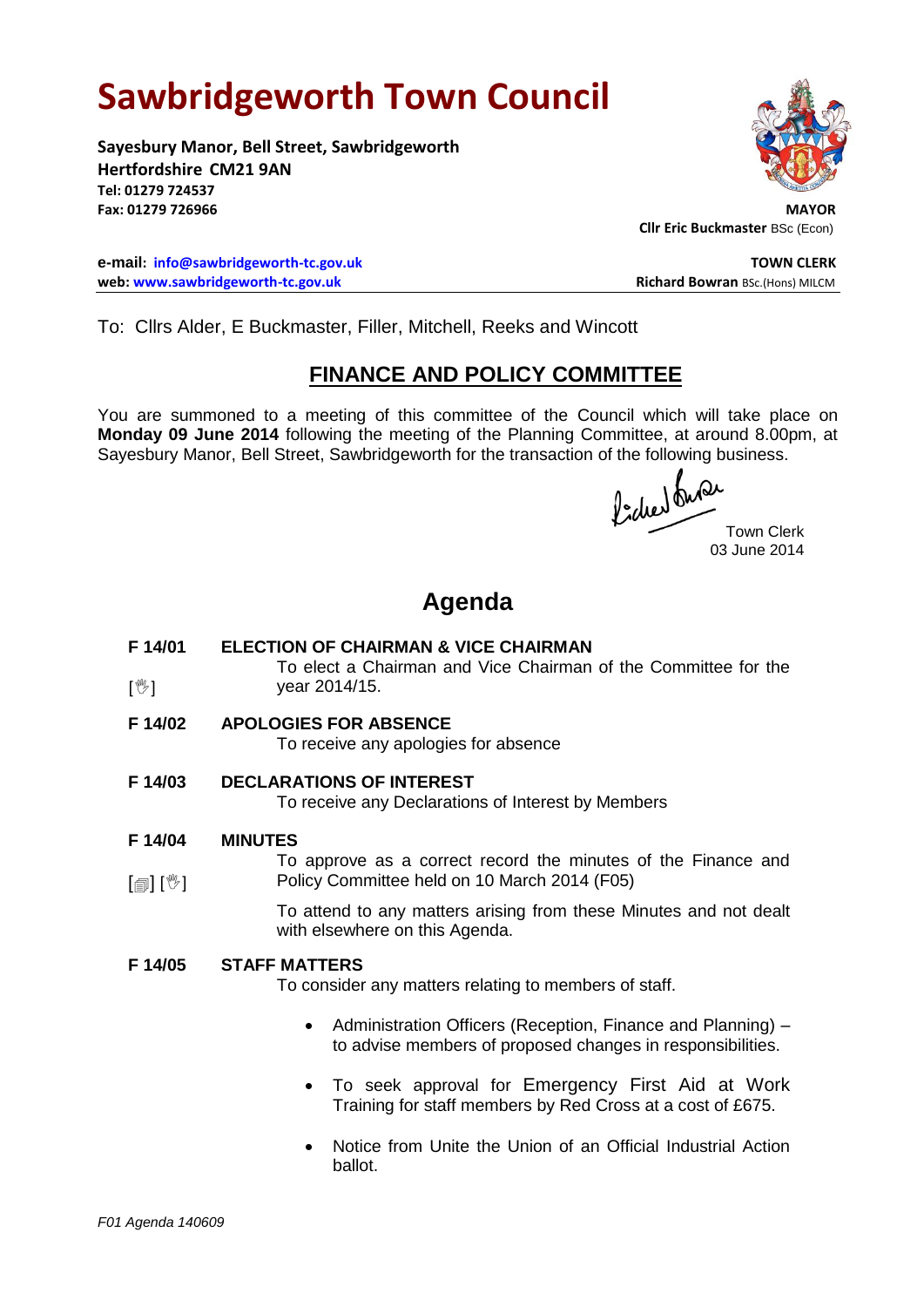# Sawbridgeworth Town Council

**Sayesbury Manor, Bell Street, Sawbridgeworth**
**Hertfordshire CM21 9AN**
**Tel: 01279 724537**
**Fax: 01279 726966**

**MAYOR**
**Cllr Eric Buckmaster** BSc (Econ)

**e-mail: info@sawbridgeworth-tc.gov.uk**
**web: www.sawbridgeworth-tc.gov.uk**

**TOWN CLERK**
**Richard Bowran** BSc.(Hons) MILCM

To: Cllrs Alder, E Buckmaster, Filler, Mitchell, Reeks and Wincott

## FINANCE AND POLICY COMMITTEE

You are summoned to a meeting of this committee of the Council which will take place on **Monday 09 June 2014** following the meeting of the Planning Committee, at around 8.00pm, at Sayesbury Manor, Bell Street, Sawbridgeworth for the transaction of the following business.

Town Clerk
03 June 2014

## Agenda

**F 14/01 ELECTION OF CHAIRMAN & VICE CHAIRMAN**
[✋] To elect a Chairman and Vice Chairman of the Committee for the year 2014/15.

**F 14/02 APOLOGIES FOR ABSENCE**
To receive any apologies for absence

**F 14/03 DECLARATIONS OF INTEREST**
To receive any Declarations of Interest by Members

**F 14/04 MINUTES**
[📄] [✋] To approve as a correct record the minutes of the Finance and Policy Committee held on 10 March 2014 (F05)

To attend to any matters arising from these Minutes and not dealt with elsewhere on this Agenda.

**F 14/05 STAFF MATTERS**
To consider any matters relating to members of staff.

- Administration Officers (Reception, Finance and Planning) – to advise members of proposed changes in responsibilities.
- To seek approval for Emergency First Aid at Work Training for staff members by Red Cross at a cost of £675.
- Notice from Unite the Union of an Official Industrial Action ballot.

*F01 Agenda 140609*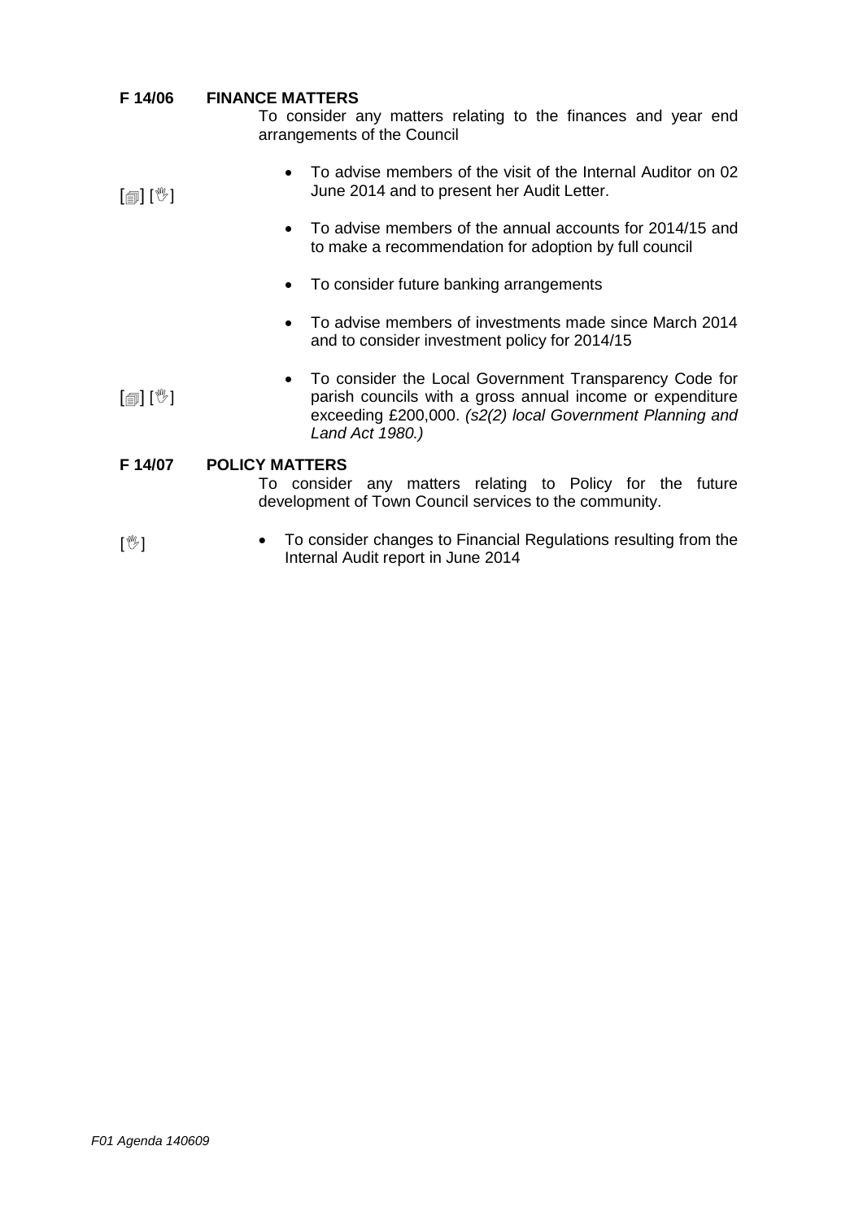**F 14/06 FINANCE MATTERS**

To consider any matters relating to the finances and year end arrangements of the Council

[🗐] [🖑]

- To advise members of the visit of the Internal Auditor on 02 June 2014 and to present her Audit Letter.
- To advise members of the annual accounts for 2014/15 and to make a recommendation for adoption by full council
- To consider future banking arrangements
- To advise members of investments made since March 2014 and to consider investment policy for 2014/15

[🗐] [🖑]

- To consider the Local Government Transparency Code for parish councils with a gross annual income or expenditure exceeding £200,000. *(s2(2) local Government Planning and Land Act 1980.)*

**F 14/07 POLICY MATTERS**

To consider any matters relating to Policy for the future development of Town Council services to the community.

[🖑]

- To consider changes to Financial Regulations resulting from the Internal Audit report in June 2014

*F01 Agenda 140609*